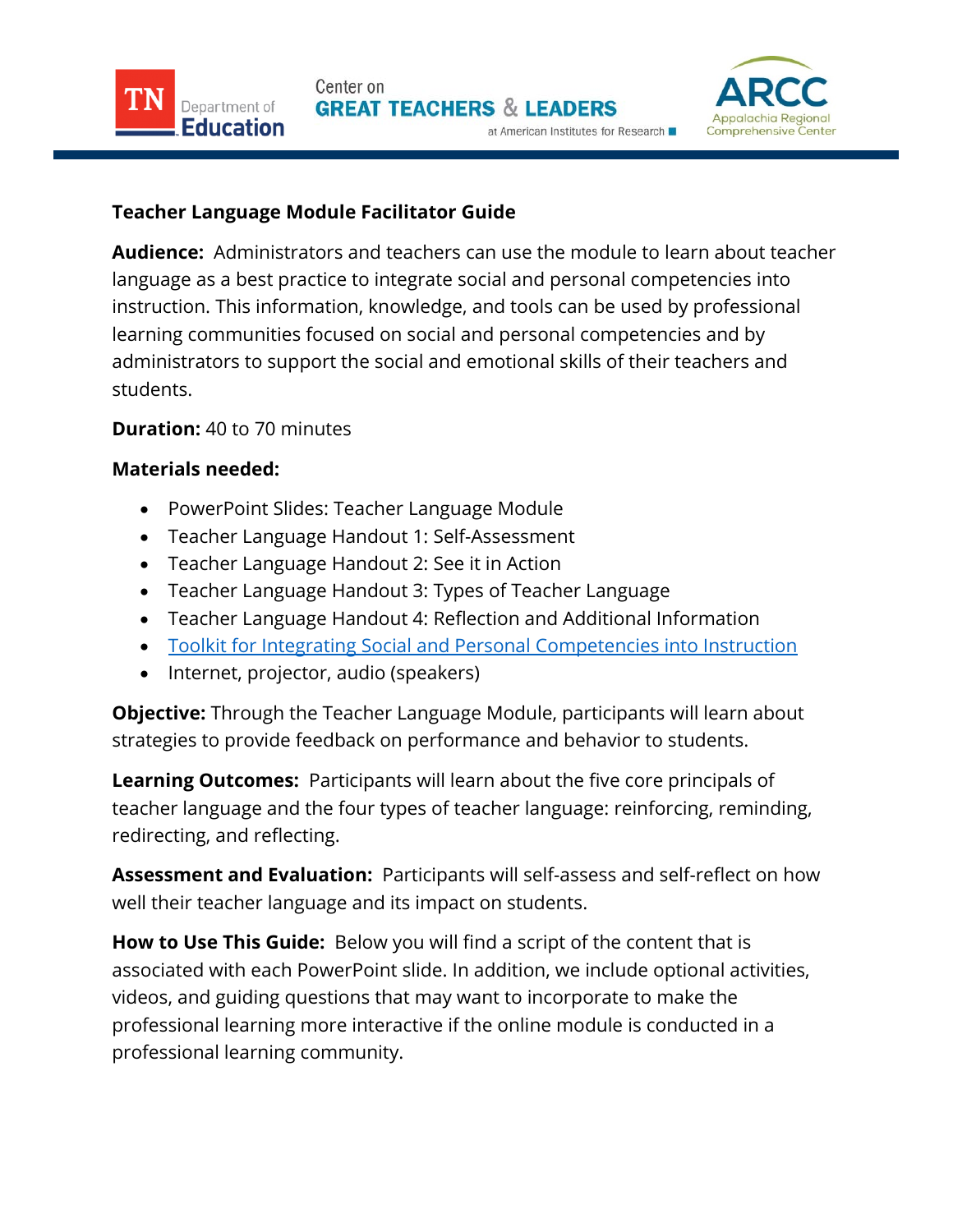# Teacher Language Module Facilitator Guide

**Audience:** Administrators and teachers can use the module to learn about teacher language as a best practice to integrate social and personal competencies into instruction. This information, knowledge, and tools can be used by professional learning communities focused on social and personal competencies and by administrators to support the social and emotional skills of their teachers and students.

**Duration:** 40 to 70 minutes

**Materials needed:**

- PowerPoint Slides: Teacher Language Module
- Teacher Language Handout 1: Self-Assessment
- Teacher Language Handout 2: See it in Action
- Teacher Language Handout 3: Types of Teacher Language
- Teacher Language Handout 4: Reflection and Additional Information
- Toolkit for Integrating Social and Personal Competencies into Instruction
- Internet, projector, audio (speakers)

**Objective:** Through the Teacher Language Module, participants will learn about strategies to provide feedback on performance and behavior to students.

**Learning Outcomes:** Participants will learn about the five core principals of teacher language and the four types of teacher language: reinforcing, reminding, redirecting, and reflecting.

**Assessment and Evaluation:** Participants will self-assess and self-reflect on how well their teacher language and its impact on students.

**How to Use This Guide:** Below you will find a script of the content that is associated with each PowerPoint slide. In addition, we include optional activities, videos, and guiding questions that may want to incorporate to make the professional learning more interactive if the online module is conducted in a professional learning community.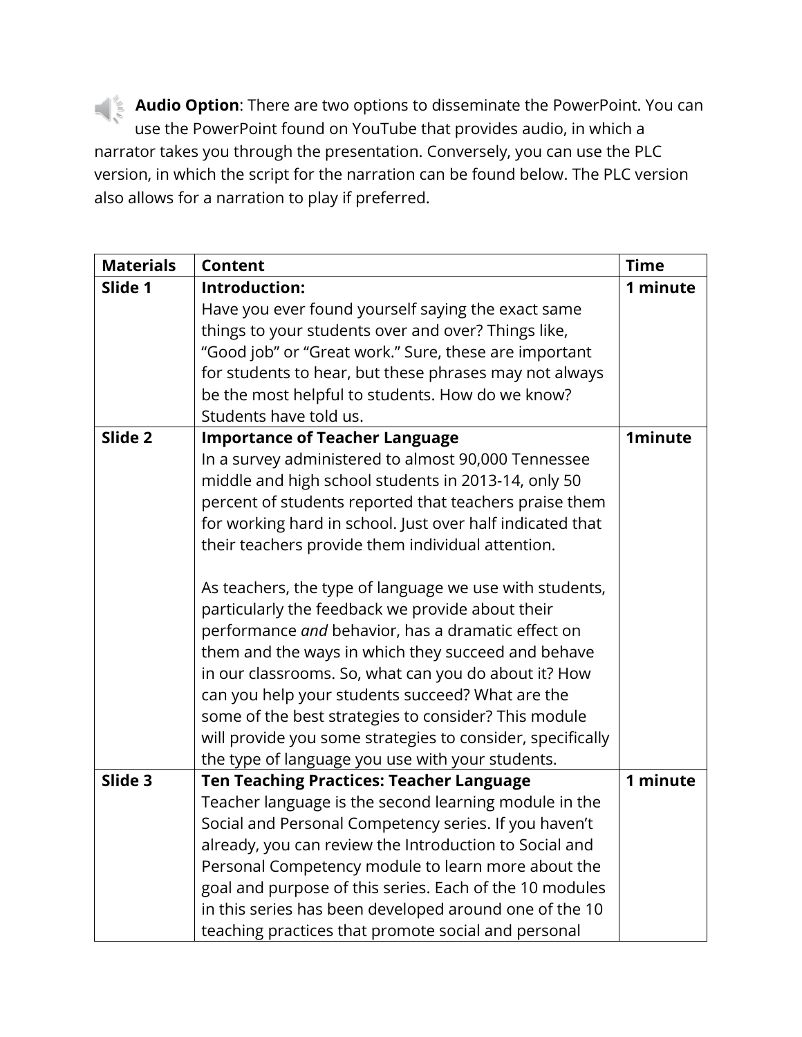**Audio Option**: There are two options to disseminate the PowerPoint. You can use the PowerPoint found on YouTube that provides audio, in which a narrator takes you through the presentation. Conversely, you can use the PLC version, in which the script for the narration can be found below. The PLC version also allows for a narration to play if preferred.

| Materials | Content | Time |
| --- | --- | --- |
| **Slide 1** | **Introduction:**<br>Have you ever found yourself saying the exact same things to your students over and over? Things like, "Good job" or "Great work." Sure, these are important for students to hear, but these phrases may not always be the most helpful to students. How do we know? Students have told us. | **1 minute** |
| **Slide 2** | **Importance of Teacher Language**<br>In a survey administered to almost 90,000 Tennessee middle and high school students in 2013-14, only 50 percent of students reported that teachers praise them for working hard in school. Just over half indicated that their teachers provide them individual attention.<br><br>As teachers, the type of language we use with students, particularly the feedback we provide about their performance *and* behavior, has a dramatic effect on them and the ways in which they succeed and behave in our classrooms. So, what can you do about it? How can you help your students succeed? What are the some of the best strategies to consider? This module will provide you some strategies to consider, specifically the type of language you use with your students. | **1minute** |
| **Slide 3** | **Ten Teaching Practices: Teacher Language**<br>Teacher language is the second learning module in the Social and Personal Competency series. If you haven't already, you can review the Introduction to Social and Personal Competency module to learn more about the goal and purpose of this series. Each of the 10 modules in this series has been developed around one of the 10 teaching practices that promote social and personal | **1 minute** |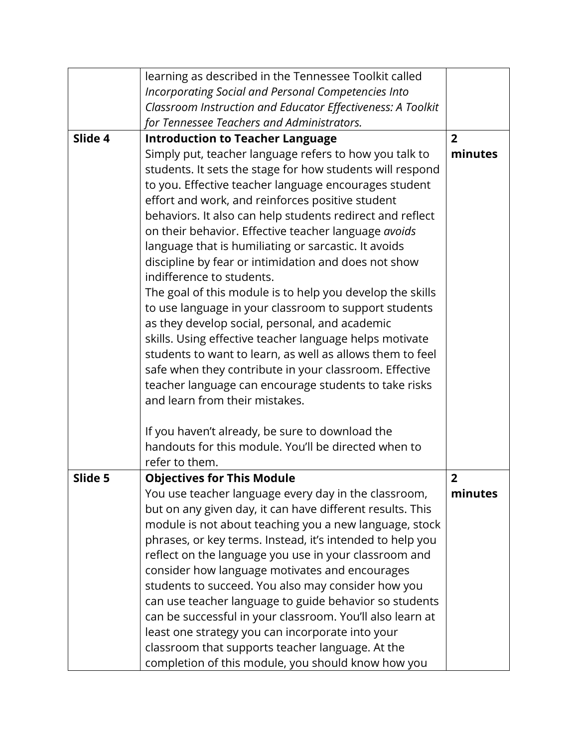| | | |
|---|---|---|
| | learning as described in the Tennessee Toolkit called *Incorporating Social and Personal Competencies Into Classroom Instruction and Educator Effectiveness: A Toolkit for Tennessee Teachers and Administrators.* | |
| **Slide 4** | **Introduction to Teacher Language**<br>Simply put, teacher language refers to how you talk to students. It sets the stage for how students will respond to you. Effective teacher language encourages student effort and work, and reinforces positive student behaviors. It also can help students redirect and reflect on their behavior. Effective teacher language *avoids* language that is humiliating or sarcastic. It avoids discipline by fear or intimidation and does not show indifference to students.<br>The goal of this module is to help you develop the skills to use language in your classroom to support students as they develop social, personal, and academic skills. Using effective teacher language helps motivate students to want to learn, as well as allows them to feel safe when they contribute in your classroom. Effective teacher language can encourage students to take risks and learn from their mistakes.<br><br>If you haven't already, be sure to download the handouts for this module. You'll be directed when to refer to them. | **2 minutes** |
| **Slide 5** | **Objectives for This Module**<br>You use teacher language every day in the classroom, but on any given day, it can have different results. This module is not about teaching you a new language, stock phrases, or key terms. Instead, it's intended to help you reflect on the language you use in your classroom and consider how language motivates and encourages students to succeed. You also may consider how you can use teacher language to guide behavior so students can be successful in your classroom. You'll also learn at least one strategy you can incorporate into your classroom that supports teacher language. At the completion of this module, you should know how you | **2 minutes** |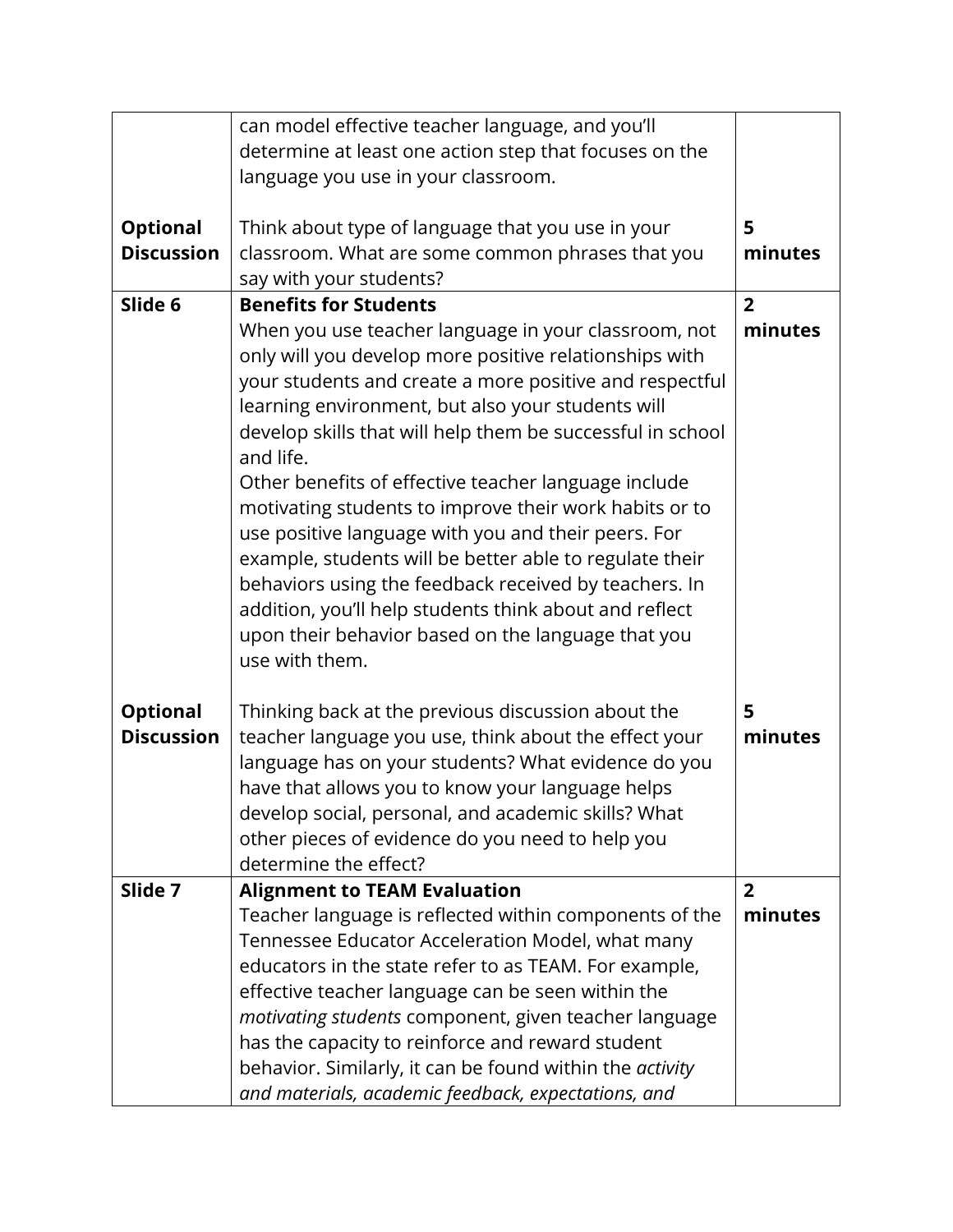| | | |
|---|---|---|
| | can model effective teacher language, and you'll determine at least one action step that focuses on the language you use in your classroom. | |
| **Optional Discussion** | Think about type of language that you use in your classroom. What are some common phrases that you say with your students? | **5 minutes** |
| **Slide 6** | **Benefits for Students**<br>When you use teacher language in your classroom, not only will you develop more positive relationships with your students and create a more positive and respectful learning environment, but also your students will develop skills that will help them be successful in school and life.<br>Other benefits of effective teacher language include motivating students to improve their work habits or to use positive language with you and their peers. For example, students will be better able to regulate their behaviors using the feedback received by teachers. In addition, you'll help students think about and reflect upon their behavior based on the language that you use with them. | **2 minutes** |
| **Optional Discussion** | Thinking back at the previous discussion about the teacher language you use, think about the effect your language has on your students? What evidence do you have that allows you to know your language helps develop social, personal, and academic skills? What other pieces of evidence do you need to help you determine the effect? | **5 minutes** |
| **Slide 7** | **Alignment to TEAM Evaluation**<br>Teacher language is reflected within components of the Tennessee Educator Acceleration Model, what many educators in the state refer to as TEAM. For example, effective teacher language can be seen within the *motivating students* component, given teacher language has the capacity to reinforce and reward student behavior. Similarly, it can be found within the *activity and materials, academic feedback, expectations, and* | **2 minutes** |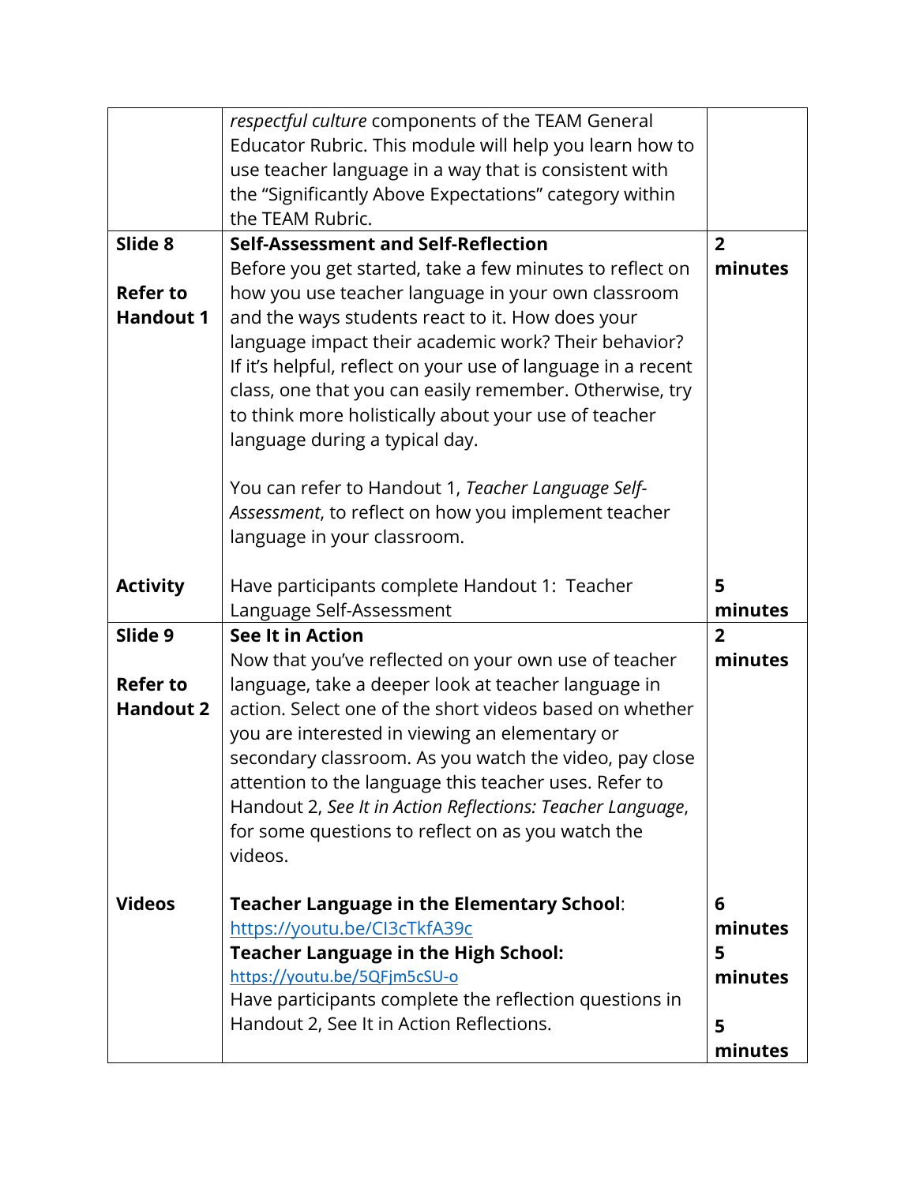| | | |
|---|---|---|
| | *respectful culture* components of the TEAM General Educator Rubric. This module will help you learn how to use teacher language in a way that is consistent with the "Significantly Above Expectations" category within the TEAM Rubric. | |
| **Slide 8**<br><br>**Refer to Handout 1**<br><br><br><br><br><br><br><br><br><br>**Activity** | **Self-Assessment and Self-Reflection**<br>Before you get started, take a few minutes to reflect on how you use teacher language in your own classroom and the ways students react to it. How does your language impact their academic work? Their behavior? If it's helpful, reflect on your use of language in a recent class, one that you can easily remember. Otherwise, try to think more holistically about your use of teacher language during a typical day.<br><br>You can refer to Handout 1, *Teacher Language Self-Assessment*, to reflect on how you implement teacher language in your classroom.<br><br>Have participants complete Handout 1: Teacher Language Self-Assessment | **2 minutes**<br><br><br><br><br><br><br><br><br><br><br><br>**5 minutes** |
| **Slide 9**<br><br>**Refer to Handout 2**<br><br><br><br><br><br><br><br>**Videos** | **See It in Action**<br>Now that you've reflected on your own use of teacher language, take a deeper look at teacher language in action. Select one of the short videos based on whether you are interested in viewing an elementary or secondary classroom. As you watch the video, pay close attention to the language this teacher uses. Refer to Handout 2, *See It in Action Reflections: Teacher Language*, for some questions to reflect on as you watch the videos.<br><br>**Teacher Language in the Elementary School**: https://youtu.be/CI3cTkfA39c<br>**Teacher Language in the High School:** https://youtu.be/5QFjm5cSU-o<br>Have participants complete the reflection questions in Handout 2, See It in Action Reflections. | **2 minutes**<br><br><br><br><br><br><br><br><br><br>**6 minutes**<br>**5 minutes**<br><br>**5 minutes** |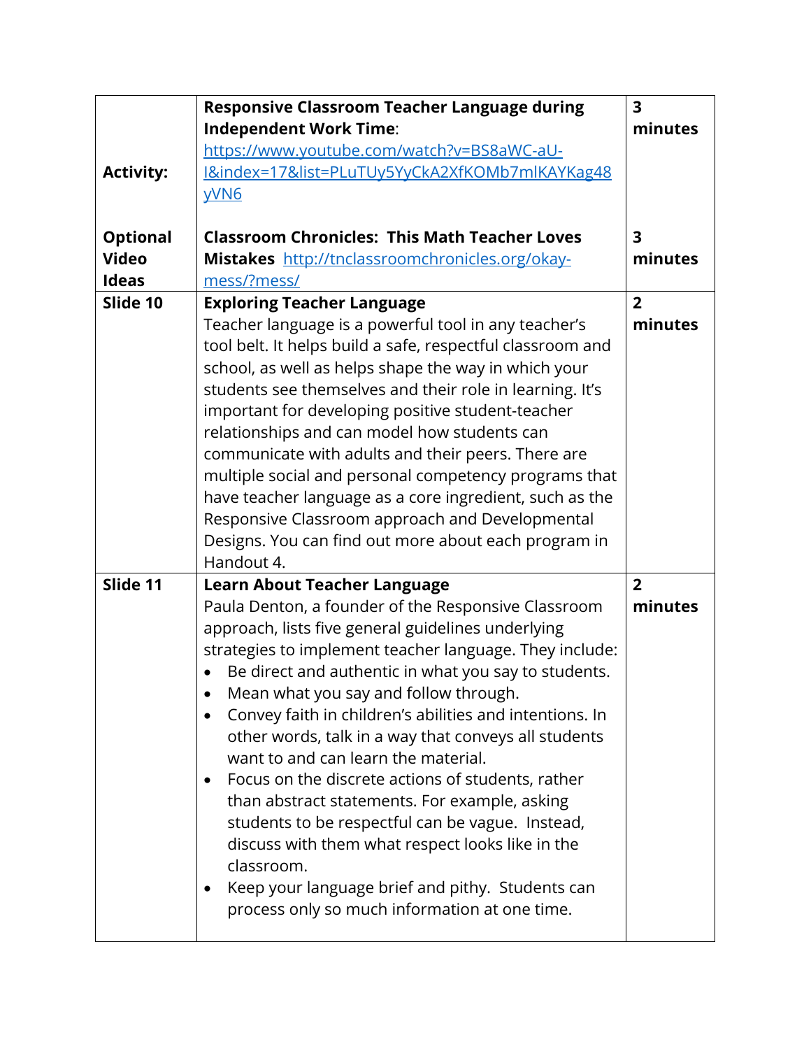| | | |
|---|---|---|
| **Activity:** | **Responsive Classroom Teacher Language during Independent Work Time**: https://www.youtube.com/watch?v=BS8aWC-aU-I&index=17&list=PLuTUy5YyCkA2XfKOMb7mIKAYKag48yVN6 | **3 minutes** |
| **Optional Video Ideas** | **Classroom Chronicles: This Math Teacher Loves Mistakes** http://tnclassroomchronicles.org/okay-mess/?mess/ | **3 minutes** |
| **Slide 10** | **Exploring Teacher Language**<br>Teacher language is a powerful tool in any teacher's tool belt. It helps build a safe, respectful classroom and school, as well as helps shape the way in which your students see themselves and their role in learning. It's important for developing positive student-teacher relationships and can model how students can communicate with adults and their peers. There are multiple social and personal competency programs that have teacher language as a core ingredient, such as the Responsive Classroom approach and Developmental Designs. You can find out more about each program in Handout 4. | **2 minutes** |
| **Slide 11** | **Learn About Teacher Language**<br>Paula Denton, a founder of the Responsive Classroom approach, lists five general guidelines underlying strategies to implement teacher language. They include:<br>• Be direct and authentic in what you say to students.<br>• Mean what you say and follow through.<br>• Convey faith in children's abilities and intentions. In other words, talk in a way that conveys all students want to and can learn the material.<br>• Focus on the discrete actions of students, rather than abstract statements. For example, asking students to be respectful can be vague. Instead, discuss with them what respect looks like in the classroom.<br>• Keep your language brief and pithy. Students can process only so much information at one time. | **2 minutes** |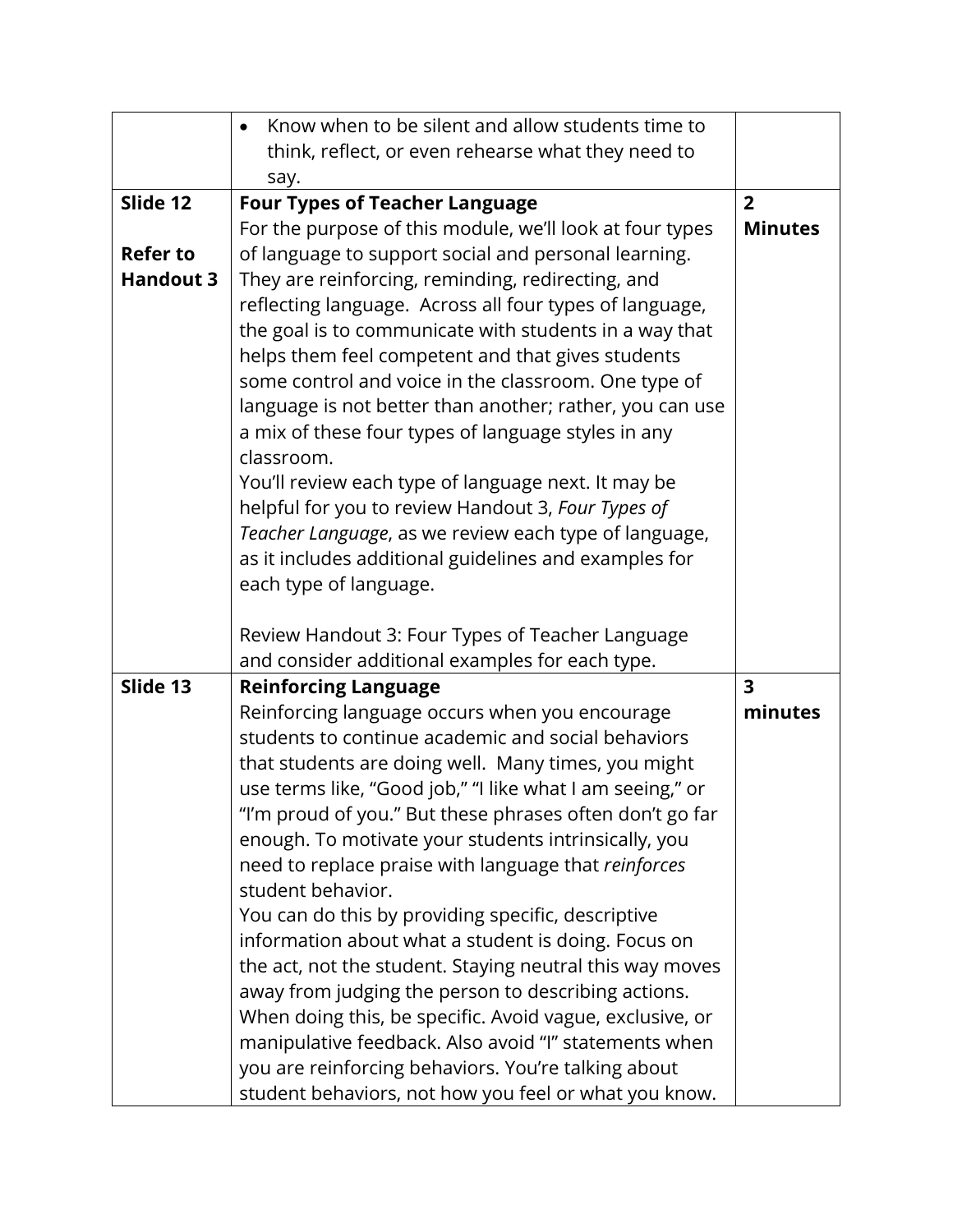| | | |
|---|---|---|
| | • Know when to be silent and allow students time to think, reflect, or even rehearse what they need to say. | |
| **Slide 12**<br><br>**Refer to Handout 3** | **Four Types of Teacher Language**<br>For the purpose of this module, we'll look at four types of language to support social and personal learning. They are reinforcing, reminding, redirecting, and reflecting language. Across all four types of language, the goal is to communicate with students in a way that helps them feel competent and that gives students some control and voice in the classroom. One type of language is not better than another; rather, you can use a mix of these four types of language styles in any classroom.<br>You'll review each type of language next. It may be helpful for you to review Handout 3, *Four Types of Teacher Language*, as we review each type of language, as it includes additional guidelines and examples for each type of language.<br><br>Review Handout 3: Four Types of Teacher Language and consider additional examples for each type. | **2 Minutes** |
| **Slide 13** | **Reinforcing Language**<br>Reinforcing language occurs when you encourage students to continue academic and social behaviors that students are doing well. Many times, you might use terms like, "Good job," "I like what I am seeing," or "I'm proud of you." But these phrases often don't go far enough. To motivate your students intrinsically, you need to replace praise with language that *reinforces* student behavior.<br>You can do this by providing specific, descriptive information about what a student is doing. Focus on the act, not the student. Staying neutral this way moves away from judging the person to describing actions. When doing this, be specific. Avoid vague, exclusive, or manipulative feedback. Also avoid "I" statements when you are reinforcing behaviors. You're talking about student behaviors, not how you feel or what you know. | **3 minutes** |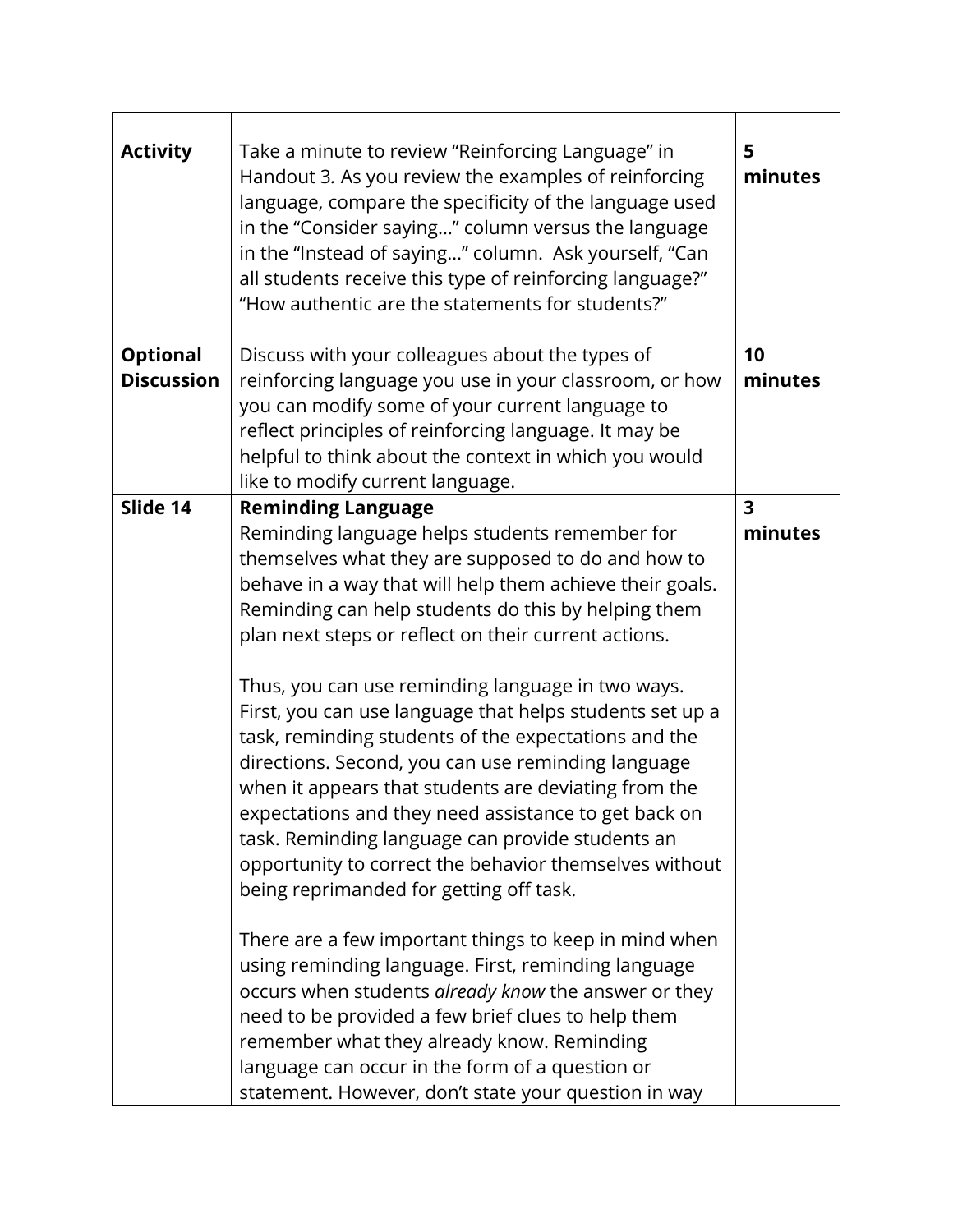| | | |
|---|---|---|
| **Activity** | Take a minute to review "Reinforcing Language" in Handout 3. As you review the examples of reinforcing language, compare the specificity of the language used in the "Consider saying…" column versus the language in the "Instead of saying…" column. Ask yourself, "Can all students receive this type of reinforcing language?" "How authentic are the statements for students?" | **5 minutes** |
| **Optional Discussion** | Discuss with your colleagues about the types of reinforcing language you use in your classroom, or how you can modify some of your current language to reflect principles of reinforcing language. It may be helpful to think about the context in which you would like to modify current language. | **10 minutes** |
| **Slide 14** | **Reminding Language**<br>Reminding language helps students remember for themselves what they are supposed to do and how to behave in a way that will help them achieve their goals. Reminding can help students do this by helping them plan next steps or reflect on their current actions.<br><br>Thus, you can use reminding language in two ways. First, you can use language that helps students set up a task, reminding students of the expectations and the directions. Second, you can use reminding language when it appears that students are deviating from the expectations and they need assistance to get back on task. Reminding language can provide students an opportunity to correct the behavior themselves without being reprimanded for getting off task.<br><br>There are a few important things to keep in mind when using reminding language. First, reminding language occurs when students *already know* the answer or they need to be provided a few brief clues to help them remember what they already know. Reminding language can occur in the form of a question or statement. However, don't state your question in way | **3 minutes** |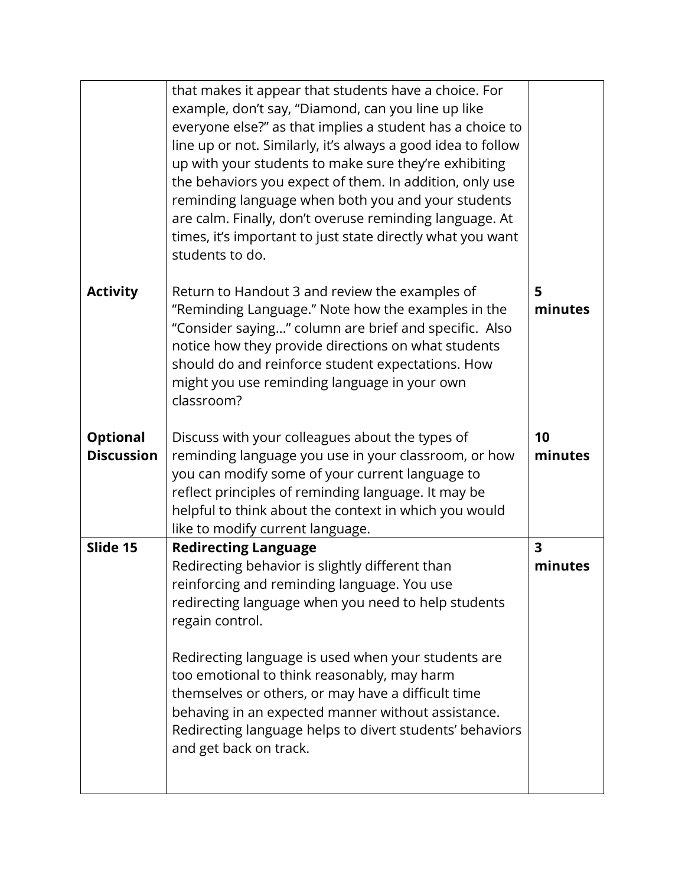| | | |
|---|---|---|
| | that makes it appear that students have a choice. For example, don't say, "Diamond, can you line up like everyone else?" as that implies a student has a choice to line up or not. Similarly, it's always a good idea to follow up with your students to make sure they're exhibiting the behaviors you expect of them. In addition, only use reminding language when both you and your students are calm. Finally, don't overuse reminding language. At times, it's important to just state directly what you want students to do.<br><br>Return to Handout 3 and review the examples of "Reminding Language." Note how the examples in the "Consider saying…" column are brief and specific. Also notice how they provide directions on what students should do and reinforce student expectations. How might you use reminding language in your own classroom?<br><br>Discuss with your colleagues about the types of reminding language you use in your classroom, or how you can modify some of your current language to reflect principles of reminding language. It may be helpful to think about the context in which you would like to modify current language. | <br><br><br><br><br><br><br><br><br><br>**5 minutes**<br><br><br><br><br><br>**10 minutes** |
| **Activity** | | |
| **Optional Discussion** | | |
| **Slide 15** | **Redirecting Language**<br>Redirecting behavior is slightly different than reinforcing and reminding language. You use redirecting language when you need to help students regain control.<br><br>Redirecting language is used when your students are too emotional to think reasonably, may harm themselves or others, or may have a difficult time behaving in an expected manner without assistance. Redirecting language helps to divert students' behaviors and get back on track. | **3 minutes** |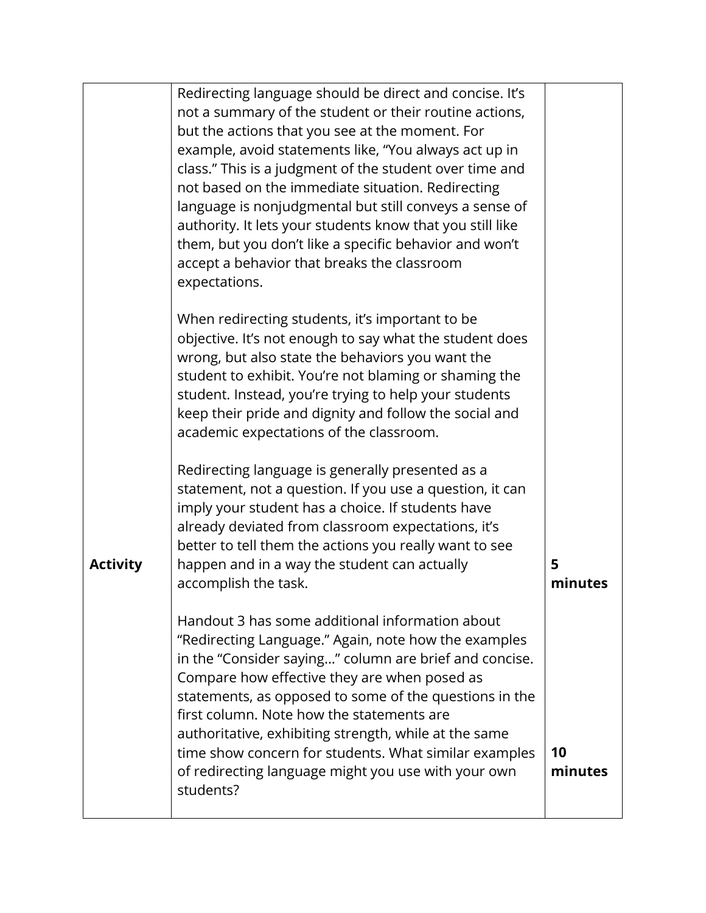| | | |
|---|---|---|
| **Activity** | Redirecting language should be direct and concise. It's not a summary of the student or their routine actions, but the actions that you see at the moment. For example, avoid statements like, "You always act up in class." This is a judgment of the student over time and not based on the immediate situation. Redirecting language is nonjudgmental but still conveys a sense of authority. It lets your students know that you still like them, but you don't like a specific behavior and won't accept a behavior that breaks the classroom expectations.<br><br>When redirecting students, it's important to be objective. It's not enough to say what the student does wrong, but also state the behaviors you want the student to exhibit. You're not blaming or shaming the student. Instead, you're trying to help your students keep their pride and dignity and follow the social and academic expectations of the classroom.<br><br>Redirecting language is generally presented as a statement, not a question. If you use a question, it can imply your student has a choice. If students have already deviated from classroom expectations, it's better to tell them the actions you really want to see happen and in a way the student can actually accomplish the task. | **5 minutes** |
| | Handout 3 has some additional information about "Redirecting Language." Again, note how the examples in the "Consider saying…" column are brief and concise. Compare how effective they are when posed as statements, as opposed to some of the questions in the first column. Note how the statements are authoritative, exhibiting strength, while at the same time show concern for students. What similar examples of redirecting language might you use with your own students? | **10 minutes** |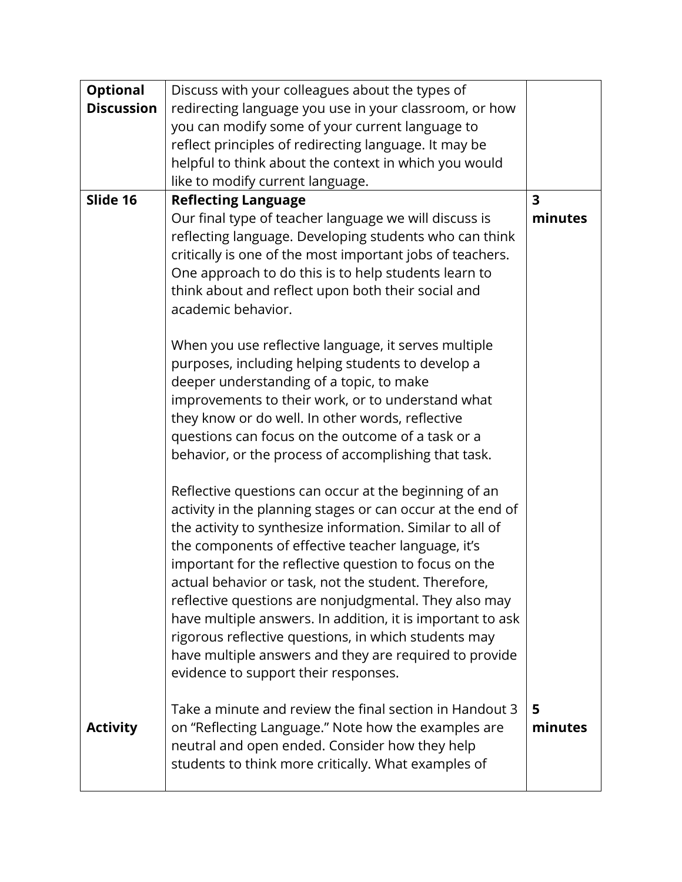| | | |
|---|---|---|
| **Optional Discussion** | Discuss with your colleagues about the types of redirecting language you use in your classroom, or how you can modify some of your current language to reflect principles of redirecting language. It may be helpful to think about the context in which you would like to modify current language. | |
| **Slide 16** | **Reflecting Language**<br>Our final type of teacher language we will discuss is reflecting language. Developing students who can think critically is one of the most important jobs of teachers. One approach to do this is to help students learn to think about and reflect upon both their social and academic behavior.<br><br>When you use reflective language, it serves multiple purposes, including helping students to develop a deeper understanding of a topic, to make improvements to their work, or to understand what they know or do well. In other words, reflective questions can focus on the outcome of a task or a behavior, or the process of accomplishing that task.<br><br>Reflective questions can occur at the beginning of an activity in the planning stages or can occur at the end of the activity to synthesize information. Similar to all of the components of effective teacher language, it's important for the reflective question to focus on the actual behavior or task, not the student. Therefore, reflective questions are nonjudgmental. They also may have multiple answers. In addition, it is important to ask rigorous reflective questions, in which students may have multiple answers and they are required to provide evidence to support their responses. | **3 minutes** |
| **Activity** | Take a minute and review the final section in Handout 3 on "Reflecting Language." Note how the examples are neutral and open ended. Consider how they help students to think more critically. What examples of | **5 minutes** |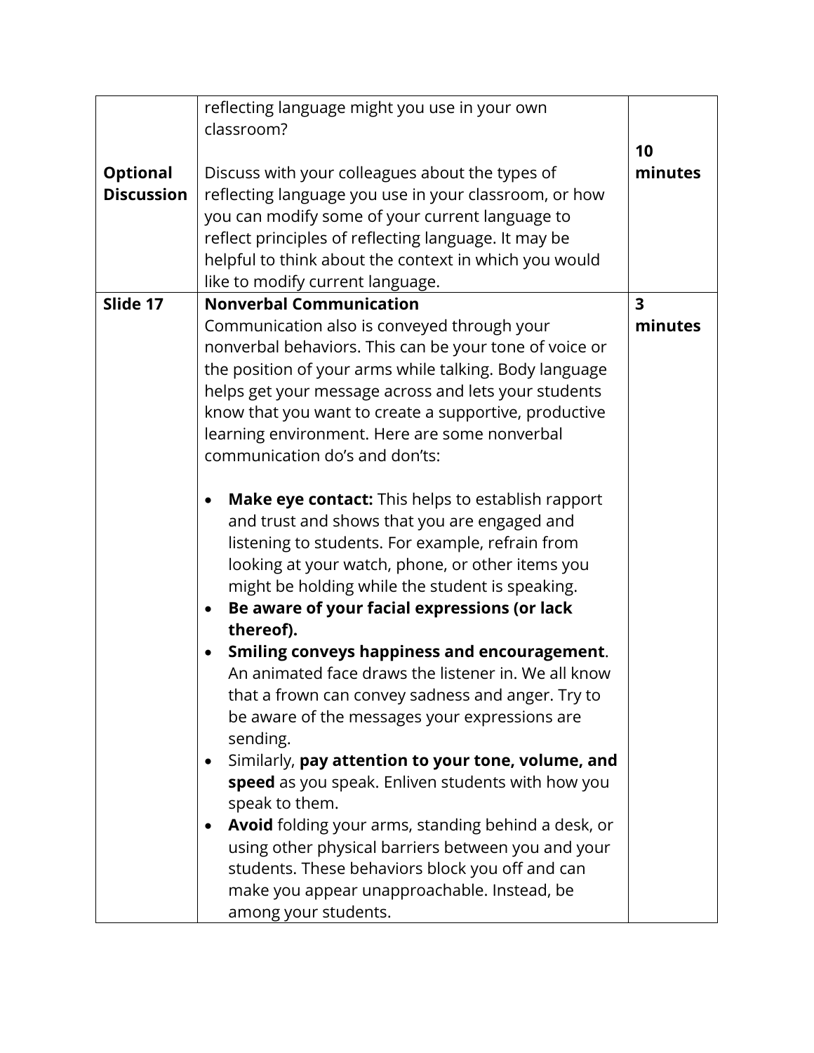| | | |
|---|---|---|
| **Optional Discussion** | reflecting language might you use in your own classroom?<br><br>Discuss with your colleagues about the types of reflecting language you use in your classroom, or how you can modify some of your current language to reflect principles of reflecting language. It may be helpful to think about the context in which you would like to modify current language. | **10 minutes** |
| **Slide 17** | **Nonverbal Communication**<br>Communication also is conveyed through your nonverbal behaviors. This can be your tone of voice or the position of your arms while talking. Body language helps get your message across and lets your students know that you want to create a supportive, productive learning environment. Here are some nonverbal communication do's and don'ts:<br><br>• **Make eye contact:** This helps to establish rapport and trust and shows that you are engaged and listening to students. For example, refrain from looking at your watch, phone, or other items you might be holding while the student is speaking.<br>• **Be aware of your facial expressions (or lack thereof).**<br>• **Smiling conveys happiness and encouragement**. An animated face draws the listener in. We all know that a frown can convey sadness and anger. Try to be aware of the messages your expressions are sending.<br>• Similarly, **pay attention to your tone, volume, and speed** as you speak. Enliven students with how you speak to them.<br>• **Avoid** folding your arms, standing behind a desk, or using other physical barriers between you and your students. These behaviors block you off and can make you appear unapproachable. Instead, be among your students. | **3 minutes** |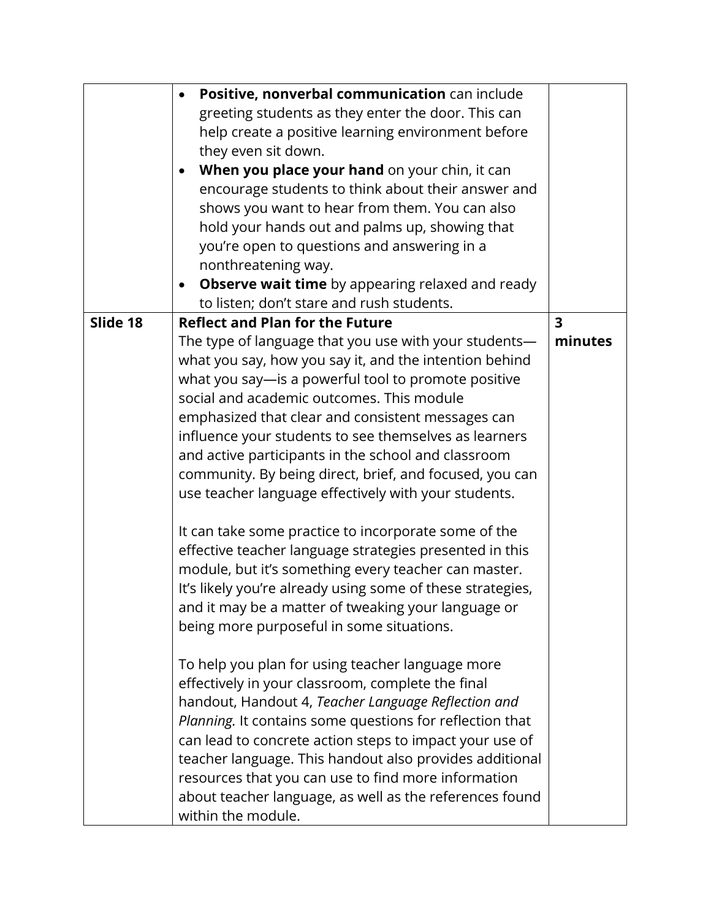| | | |
|---|---|---|
| | • **Positive, nonverbal communication** can include greeting students as they enter the door. This can help create a positive learning environment before they even sit down.<br>• **When you place your hand** on your chin, it can encourage students to think about their answer and shows you want to hear from them. You can also hold your hands out and palms up, showing that you're open to questions and answering in a nonthreatening way.<br>• **Observe wait time** by appearing relaxed and ready to listen; don't stare and rush students. | |
| **Slide 18** | **Reflect and Plan for the Future**<br>The type of language that you use with your students—what you say, how you say it, and the intention behind what you say—is a powerful tool to promote positive social and academic outcomes. This module emphasized that clear and consistent messages can influence your students to see themselves as learners and active participants in the school and classroom community. By being direct, brief, and focused, you can use teacher language effectively with your students.<br><br>It can take some practice to incorporate some of the effective teacher language strategies presented in this module, but it's something every teacher can master. It's likely you're already using some of these strategies, and it may be a matter of tweaking your language or being more purposeful in some situations.<br><br>To help you plan for using teacher language more effectively in your classroom, complete the final handout, Handout 4, *Teacher Language Reflection and Planning.* It contains some questions for reflection that can lead to concrete action steps to impact your use of teacher language. This handout also provides additional resources that you can use to find more information about teacher language, as well as the references found within the module. | **3 minutes** |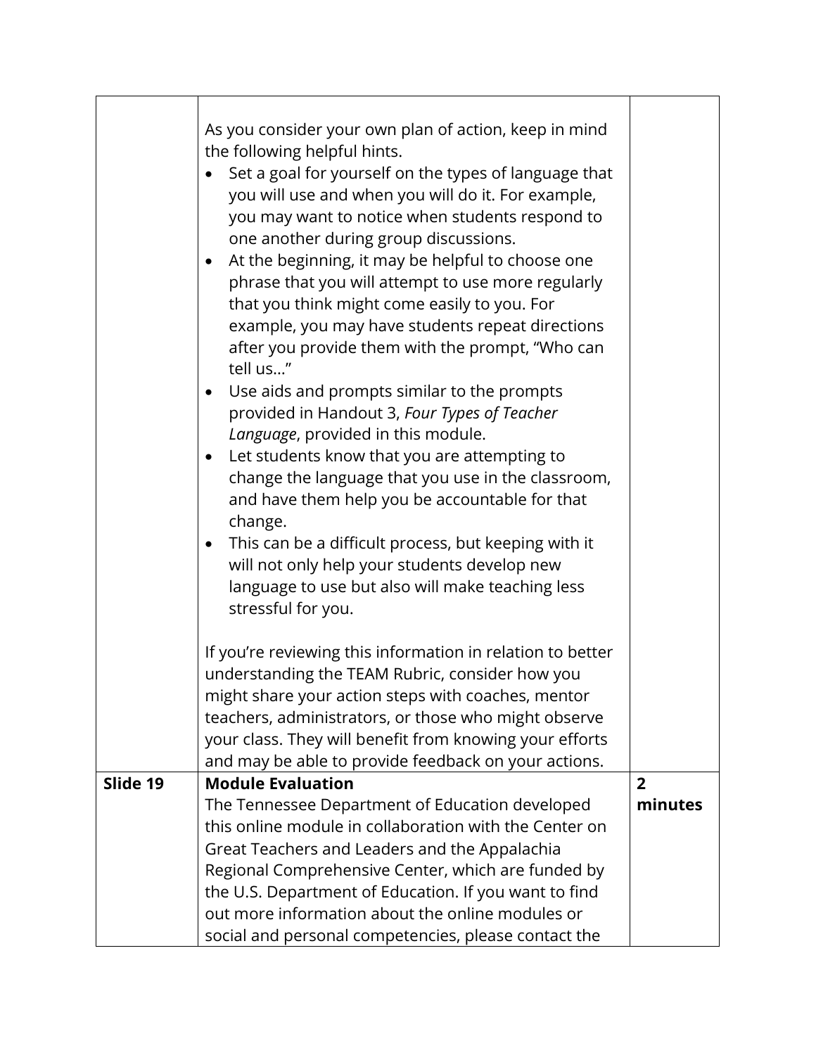| | | |
|---|---|---|
| | As you consider your own plan of action, keep in mind the following helpful hints.<br>• Set a goal for yourself on the types of language that you will use and when you will do it. For example, you may want to notice when students respond to one another during group discussions.<br>• At the beginning, it may be helpful to choose one phrase that you will attempt to use more regularly that you think might come easily to you. For example, you may have students repeat directions after you provide them with the prompt, "Who can tell us…"<br>• Use aids and prompts similar to the prompts provided in Handout 3, *Four Types of Teacher Language*, provided in this module.<br>• Let students know that you are attempting to change the language that you use in the classroom, and have them help you be accountable for that change.<br>• This can be a difficult process, but keeping with it will not only help your students develop new language to use but also will make teaching less stressful for you.<br><br>If you're reviewing this information in relation to better understanding the TEAM Rubric, consider how you might share your action steps with coaches, mentor teachers, administrators, or those who might observe your class. They will benefit from knowing your efforts and may be able to provide feedback on your actions. | |
| **Slide 19** | **Module Evaluation**<br>The Tennessee Department of Education developed this online module in collaboration with the Center on Great Teachers and Leaders and the Appalachia Regional Comprehensive Center, which are funded by the U.S. Department of Education. If you want to find out more information about the online modules or social and personal competencies, please contact the | **2 minutes** |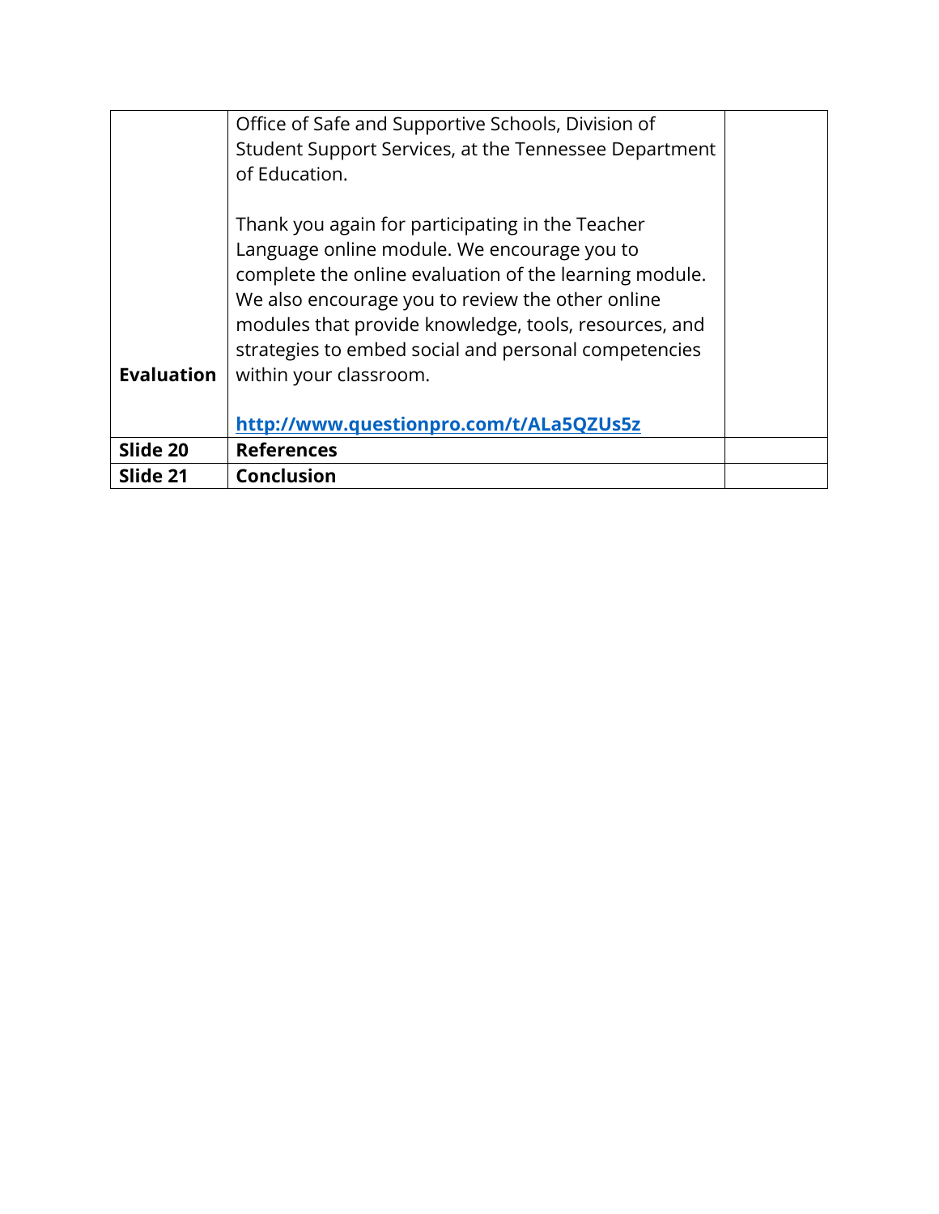| | | |
|---|---|---|
| **Evaluation** | Office of Safe and Supportive Schools, Division of Student Support Services, at the Tennessee Department of Education.<br><br>Thank you again for participating in the Teacher Language online module. We encourage you to complete the online evaluation of the learning module. We also encourage you to review the other online modules that provide knowledge, tools, resources, and strategies to embed social and personal competencies within your classroom.<br><br>**http://www.questionpro.com/t/ALa5QZUs5z** | |
| **Slide 20** | **References** | |
| **Slide 21** | **Conclusion** | |